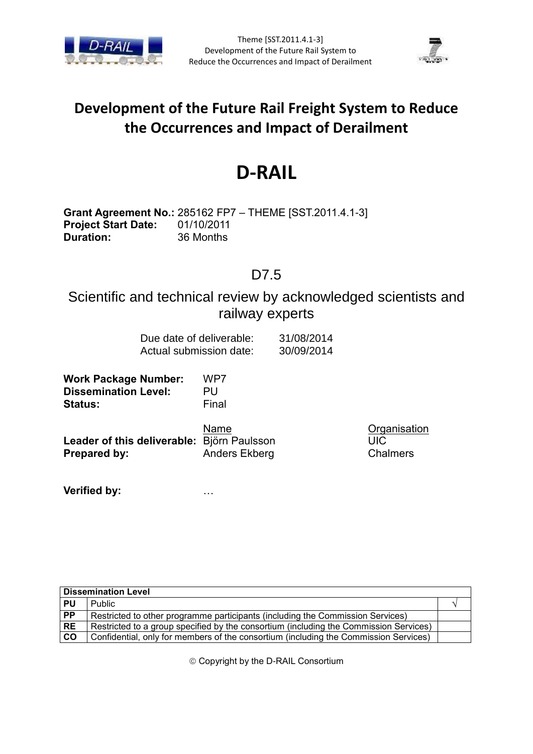# Development of the Future Rail Freight System to Reduce the Occurrences and Impact of Derailment

# D-RAIL

**Grant Agreement No.:** 285162 FP7 – THEME [SST.2011.4.1-3]
**Project Start Date:** 01/10/2011
**Duration:** 36 Months

## D7.5

## Scientific and technical review by acknowledged scientists and railway experts

Due date of deliverable: 31/08/2014
Actual submission date: 30/09/2014

**Work Package Number:** WP7
**Dissemination Level:** PU
**Status:** Final

| | Name | Organisation |
|---|---|---|
| **Leader of this deliverable:** | Björn Paulsson | UIC |
| **Prepared by:** | Anders Ekberg | Chalmers |

**Verified by:** …

| Dissemination Level | | |
|---|---|---|
| PU | Public | √ |
| PP | Restricted to other programme participants (including the Commission Services) | |
| RE | Restricted to a group specified by the consortium (including the Commission Services) | |
| CO | Confidential, only for members of the consortium (including the Commission Services) | |

© Copyright by the D-RAIL Consortium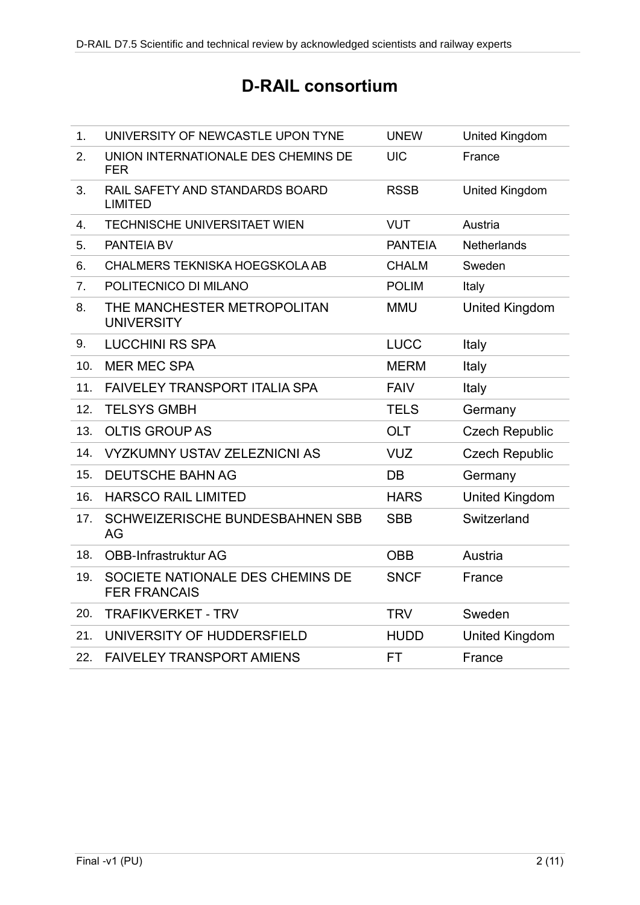# D-RAIL consortium

| | | | |
|---|---|---|---|
| 1. | UNIVERSITY OF NEWCASTLE UPON TYNE | UNEW | United Kingdom |
| 2. | UNION INTERNATIONALE DES CHEMINS DE FER | UIC | France |
| 3. | RAIL SAFETY AND STANDARDS BOARD LIMITED | RSSB | United Kingdom |
| 4. | TECHNISCHE UNIVERSITAET WIEN | VUT | Austria |
| 5. | PANTEIA BV | PANTEIA | Netherlands |
| 6. | CHALMERS TEKNISKA HOEGSKOLA AB | CHALM | Sweden |
| 7. | POLITECNICO DI MILANO | POLIM | Italy |
| 8. | THE MANCHESTER METROPOLITAN UNIVERSITY | MMU | United Kingdom |
| 9. | LUCCHINI RS SPA | LUCC | Italy |
| 10. | MER MEC SPA | MERM | Italy |
| 11. | FAIVELEY TRANSPORT ITALIA SPA | FAIV | Italy |
| 12. | TELSYS GMBH | TELS | Germany |
| 13. | OLTIS GROUP AS | OLT | Czech Republic |
| 14. | VYZKUMNY USTAV ZELEZNICNI AS | VUZ | Czech Republic |
| 15. | DEUTSCHE BAHN AG | DB | Germany |
| 16. | HARSCO RAIL LIMITED | HARS | United Kingdom |
| 17. | SCHWEIZERISCHE BUNDESBAHNEN SBB AG | SBB | Switzerland |
| 18. | OBB-Infrastruktur AG | OBB | Austria |
| 19. | SOCIETE NATIONALE DES CHEMINS DE FER FRANCAIS | SNCF | France |
| 20. | TRAFIKVERKET - TRV | TRV | Sweden |
| 21. | UNIVERSITY OF HUDDERSFIELD | HUDD | United Kingdom |
| 22. | FAIVELEY TRANSPORT AMIENS | FT | France |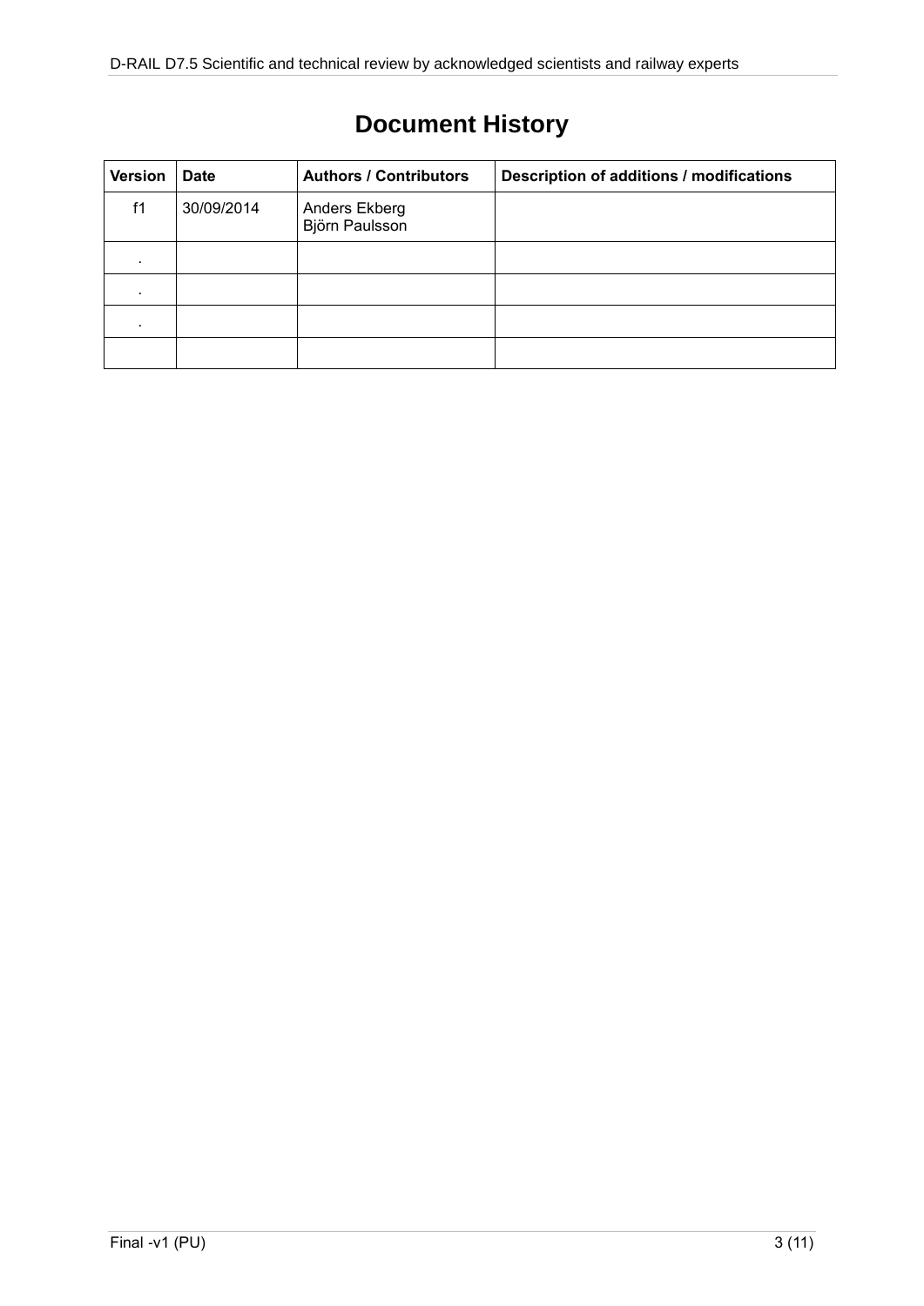# Document History

| Version | Date | Authors / Contributors | Description of additions / modifications |
| --- | --- | --- | --- |
| f1 | 30/09/2014 | Anders Ekberg<br>Björn Paulsson | |
| . | | | |
| . | | | |
| . | | | |
| | | | |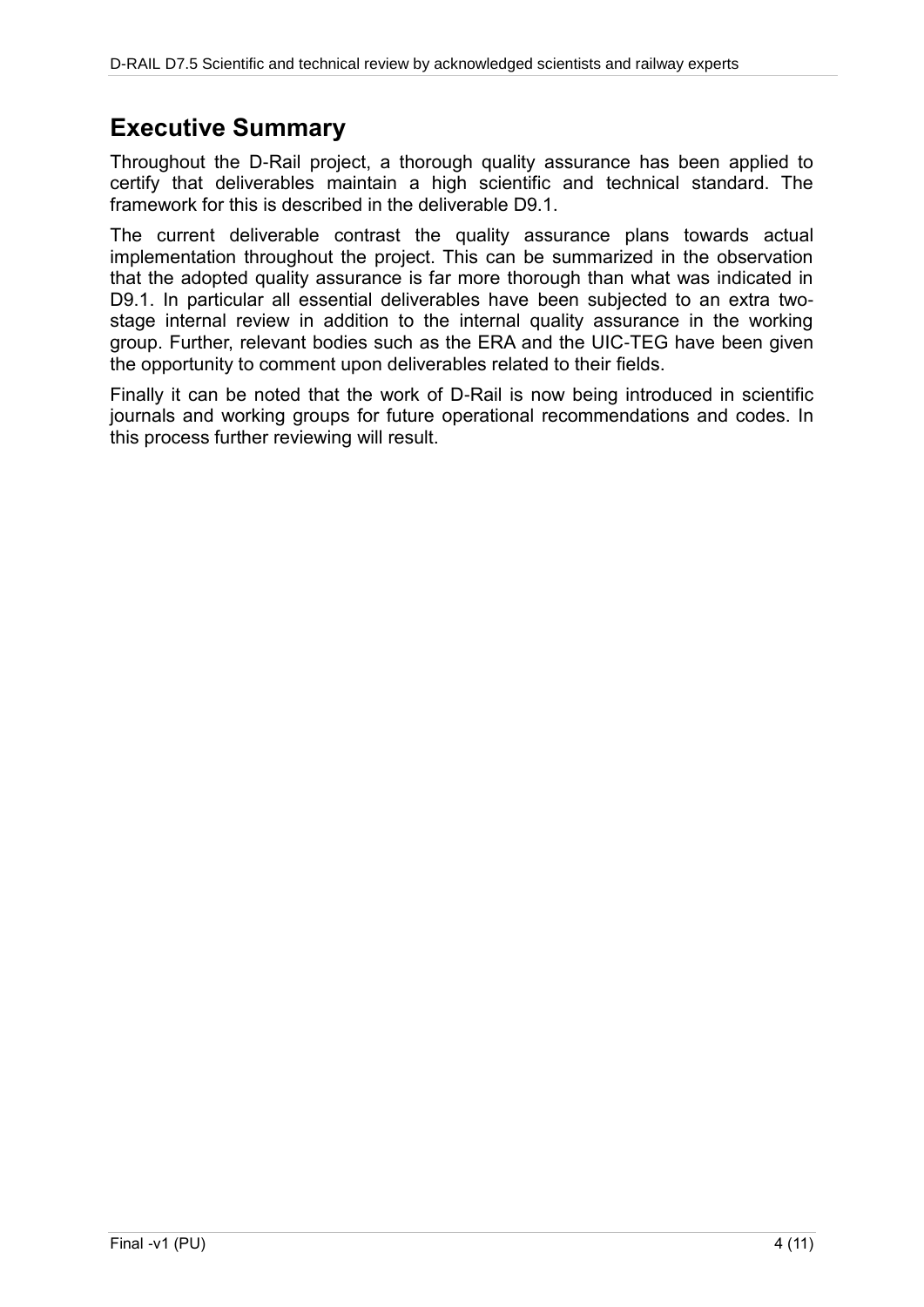# Executive Summary

Throughout the D-Rail project, a thorough quality assurance has been applied to certify that deliverables maintain a high scientific and technical standard. The framework for this is described in the deliverable D9.1.

The current deliverable contrast the quality assurance plans towards actual implementation throughout the project. This can be summarized in the observation that the adopted quality assurance is far more thorough than what was indicated in D9.1. In particular all essential deliverables have been subjected to an extra two-stage internal review in addition to the internal quality assurance in the working group. Further, relevant bodies such as the ERA and the UIC-TEG have been given the opportunity to comment upon deliverables related to their fields.

Finally it can be noted that the work of D-Rail is now being introduced in scientific journals and working groups for future operational recommendations and codes. In this process further reviewing will result.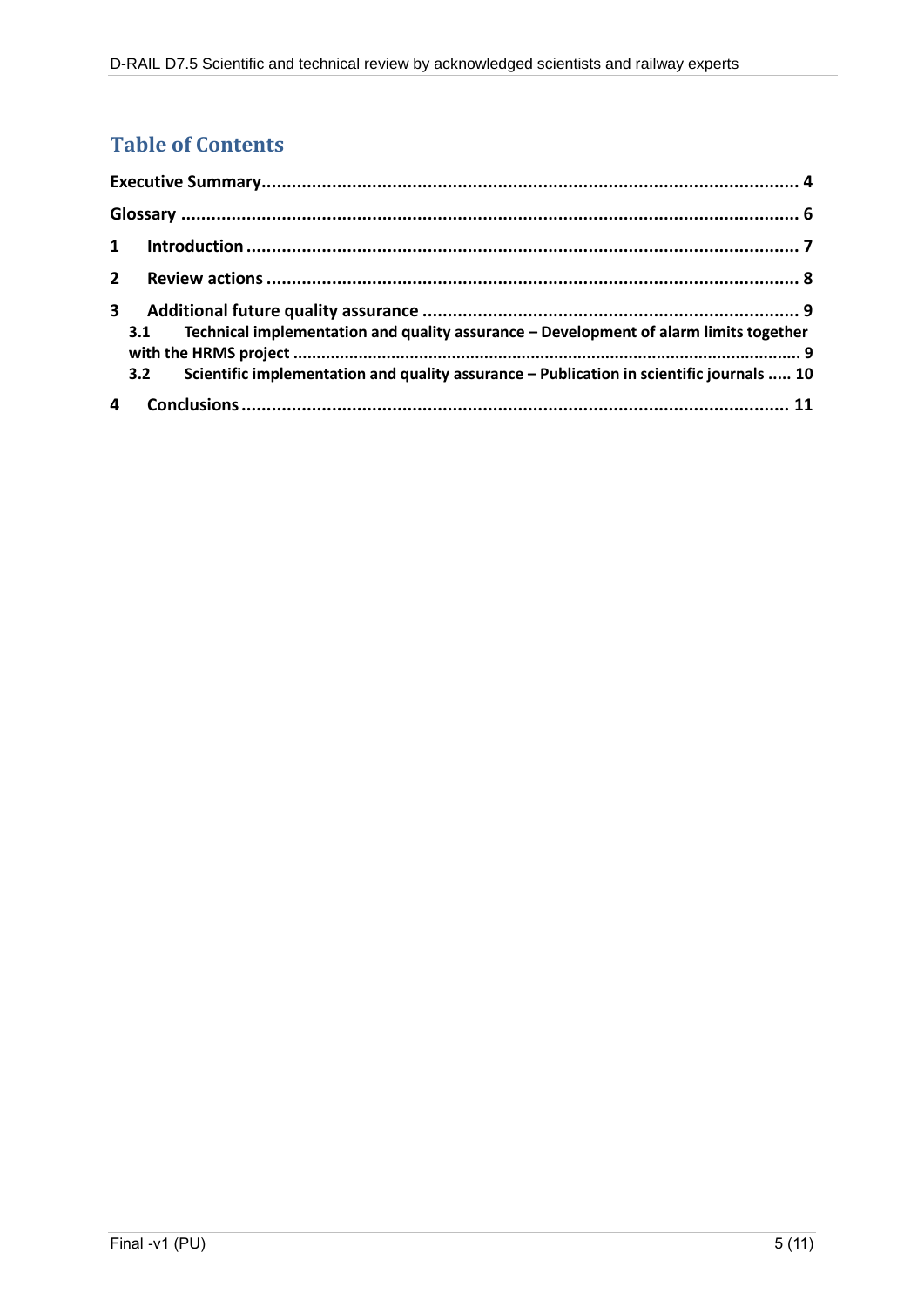## Table of Contents

**Executive Summary........................................................................................................... 4**

**Glossary ........................................................................................................................... 6**

**1 Introduction ............................................................................................................. 7**

**2 Review actions .......................................................................................................... 8**

**3 Additional future quality assurance ........................................................................... 9**

**3.1 Technical implementation and quality assurance – Development of alarm limits together with the HRMS project ........................................................................................................... 9**

**3.2 Scientific implementation and quality assurance – Publication in scientific journals ..... 10**

**4 Conclusions ............................................................................................................. 11**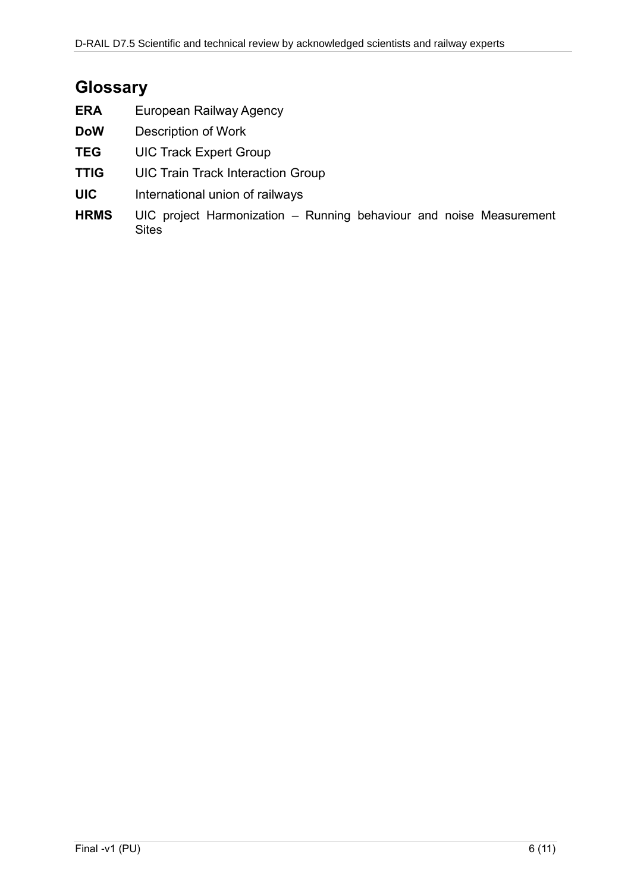# Glossary

**ERA** European Railway Agency

**DoW** Description of Work

**TEG** UIC Track Expert Group

**TTIG** UIC Train Track Interaction Group

**UIC** International union of railways

**HRMS** UIC project Harmonization – Running behaviour and noise Measurement Sites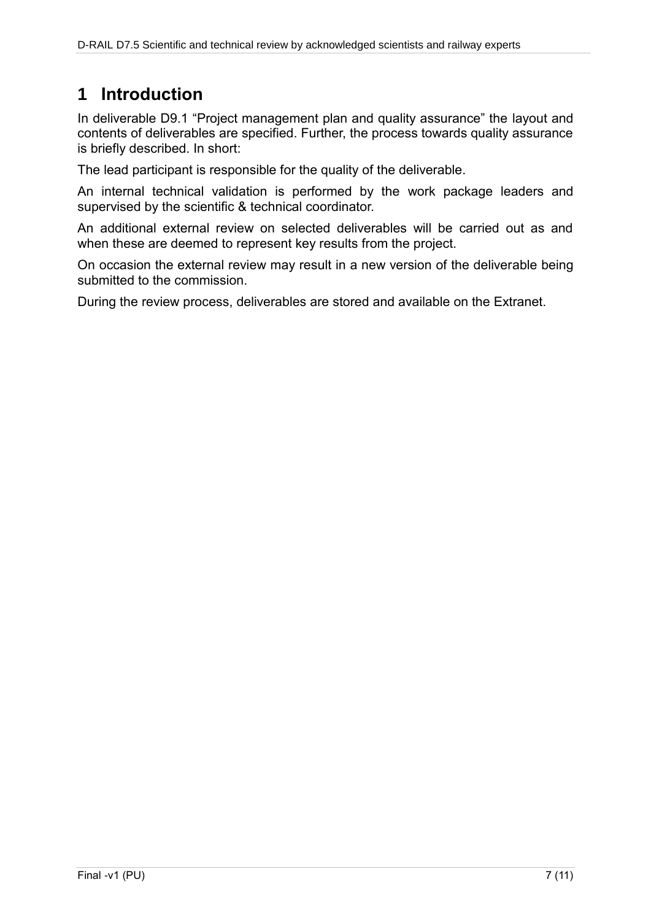# 1 Introduction

In deliverable D9.1 “Project management plan and quality assurance” the layout and contents of deliverables are specified. Further, the process towards quality assurance is briefly described. In short:

The lead participant is responsible for the quality of the deliverable.

An internal technical validation is performed by the work package leaders and supervised by the scientific & technical coordinator.

An additional external review on selected deliverables will be carried out as and when these are deemed to represent key results from the project.

On occasion the external review may result in a new version of the deliverable being submitted to the commission.

During the review process, deliverables are stored and available on the Extranet.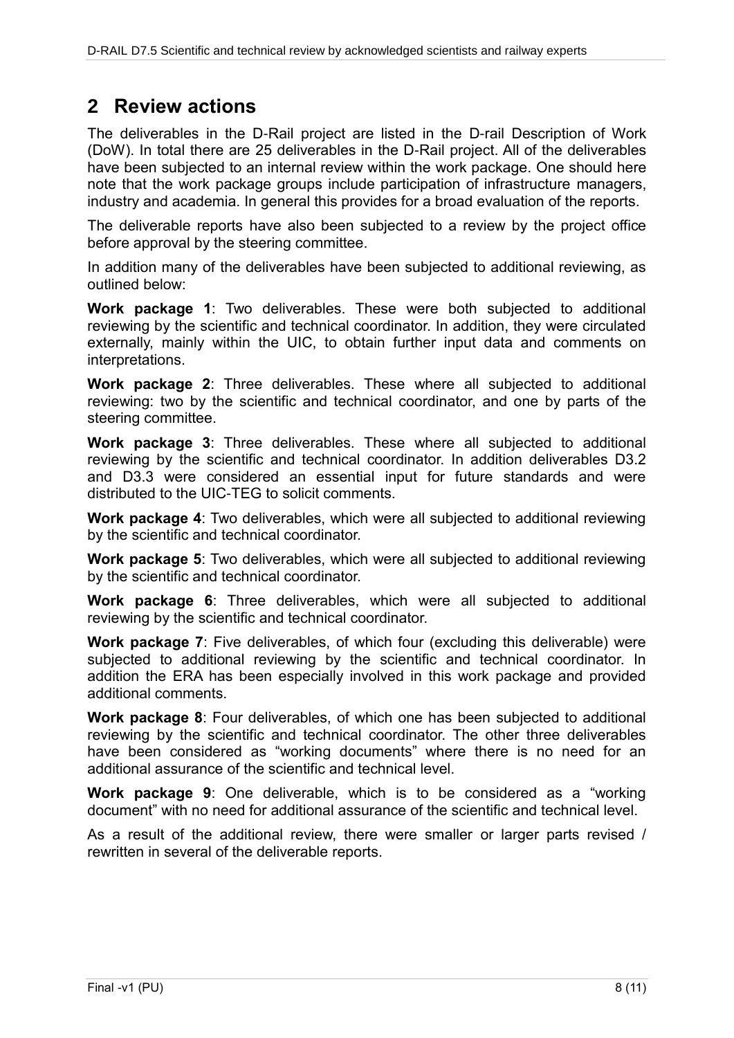# 2 Review actions

The deliverables in the D-Rail project are listed in the D-rail Description of Work (DoW). In total there are 25 deliverables in the D-Rail project. All of the deliverables have been subjected to an internal review within the work package. One should here note that the work package groups include participation of infrastructure managers, industry and academia. In general this provides for a broad evaluation of the reports.

The deliverable reports have also been subjected to a review by the project office before approval by the steering committee.

In addition many of the deliverables have been subjected to additional reviewing, as outlined below:

**Work package 1**: Two deliverables. These were both subjected to additional reviewing by the scientific and technical coordinator. In addition, they were circulated externally, mainly within the UIC, to obtain further input data and comments on interpretations.

**Work package 2**: Three deliverables. These where all subjected to additional reviewing: two by the scientific and technical coordinator, and one by parts of the steering committee.

**Work package 3**: Three deliverables. These where all subjected to additional reviewing by the scientific and technical coordinator. In addition deliverables D3.2 and D3.3 were considered an essential input for future standards and were distributed to the UIC-TEG to solicit comments.

**Work package 4**: Two deliverables, which were all subjected to additional reviewing by the scientific and technical coordinator.

**Work package 5**: Two deliverables, which were all subjected to additional reviewing by the scientific and technical coordinator.

**Work package 6**: Three deliverables, which were all subjected to additional reviewing by the scientific and technical coordinator.

**Work package 7**: Five deliverables, of which four (excluding this deliverable) were subjected to additional reviewing by the scientific and technical coordinator. In addition the ERA has been especially involved in this work package and provided additional comments.

**Work package 8**: Four deliverables, of which one has been subjected to additional reviewing by the scientific and technical coordinator. The other three deliverables have been considered as “working documents” where there is no need for an additional assurance of the scientific and technical level.

**Work package 9**: One deliverable, which is to be considered as a “working document” with no need for additional assurance of the scientific and technical level.

As a result of the additional review, there were smaller or larger parts revised / rewritten in several of the deliverable reports.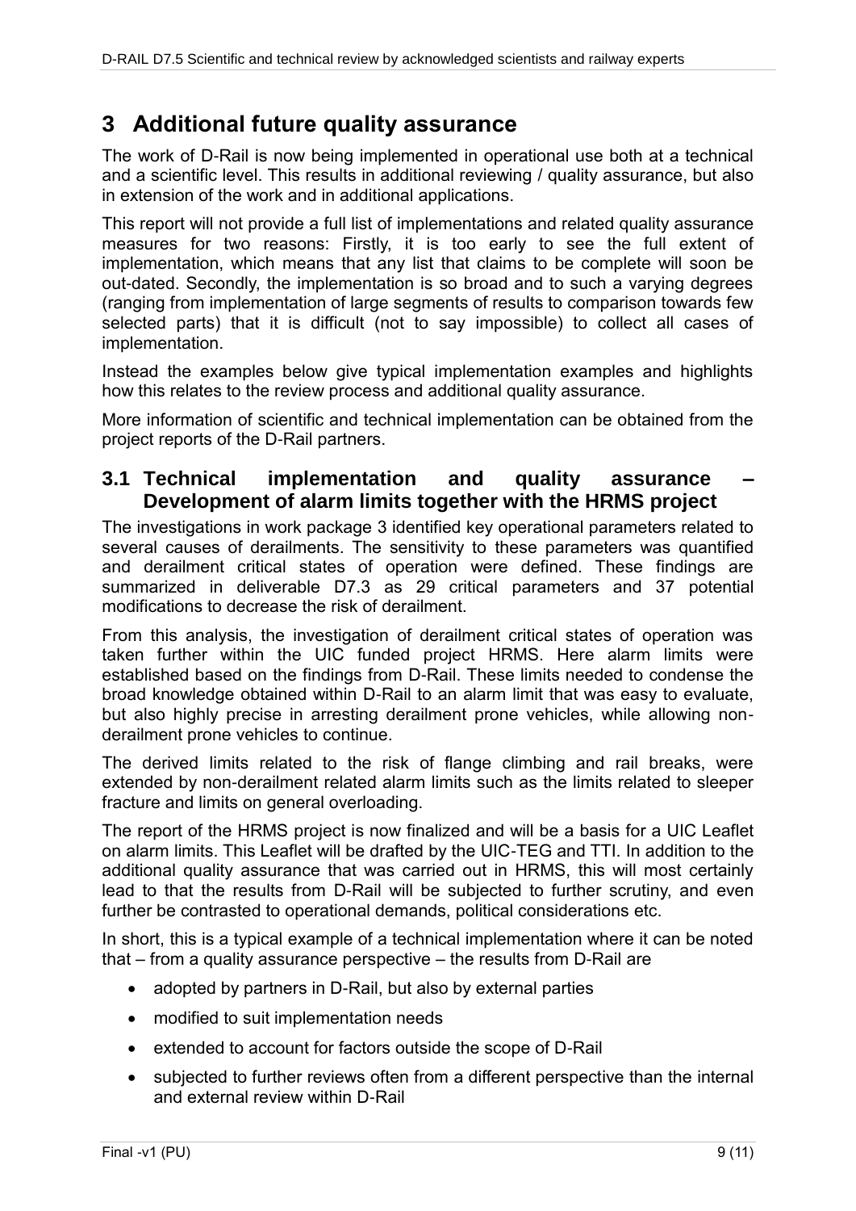# 3 Additional future quality assurance

The work of D-Rail is now being implemented in operational use both at a technical and a scientific level. This results in additional reviewing / quality assurance, but also in extension of the work and in additional applications.

This report will not provide a full list of implementations and related quality assurance measures for two reasons: Firstly, it is too early to see the full extent of implementation, which means that any list that claims to be complete will soon be out-dated. Secondly, the implementation is so broad and to such a varying degrees (ranging from implementation of large segments of results to comparison towards few selected parts) that it is difficult (not to say impossible) to collect all cases of implementation.

Instead the examples below give typical implementation examples and highlights how this relates to the review process and additional quality assurance.

More information of scientific and technical implementation can be obtained from the project reports of the D-Rail partners.

## 3.1 Technical implementation and quality assurance – Development of alarm limits together with the HRMS project

The investigations in work package 3 identified key operational parameters related to several causes of derailments. The sensitivity to these parameters was quantified and derailment critical states of operation were defined. These findings are summarized in deliverable D7.3 as 29 critical parameters and 37 potential modifications to decrease the risk of derailment.

From this analysis, the investigation of derailment critical states of operation was taken further within the UIC funded project HRMS. Here alarm limits were established based on the findings from D-Rail. These limits needed to condense the broad knowledge obtained within D-Rail to an alarm limit that was easy to evaluate, but also highly precise in arresting derailment prone vehicles, while allowing non-derailment prone vehicles to continue.

The derived limits related to the risk of flange climbing and rail breaks, were extended by non-derailment related alarm limits such as the limits related to sleeper fracture and limits on general overloading.

The report of the HRMS project is now finalized and will be a basis for a UIC Leaflet on alarm limits. This Leaflet will be drafted by the UIC-TEG and TTI. In addition to the additional quality assurance that was carried out in HRMS, this will most certainly lead to that the results from D-Rail will be subjected to further scrutiny, and even further be contrasted to operational demands, political considerations etc.

In short, this is a typical example of a technical implementation where it can be noted that – from a quality assurance perspective – the results from D-Rail are

- adopted by partners in D-Rail, but also by external parties
- modified to suit implementation needs
- extended to account for factors outside the scope of D-Rail
- subjected to further reviews often from a different perspective than the internal and external review within D-Rail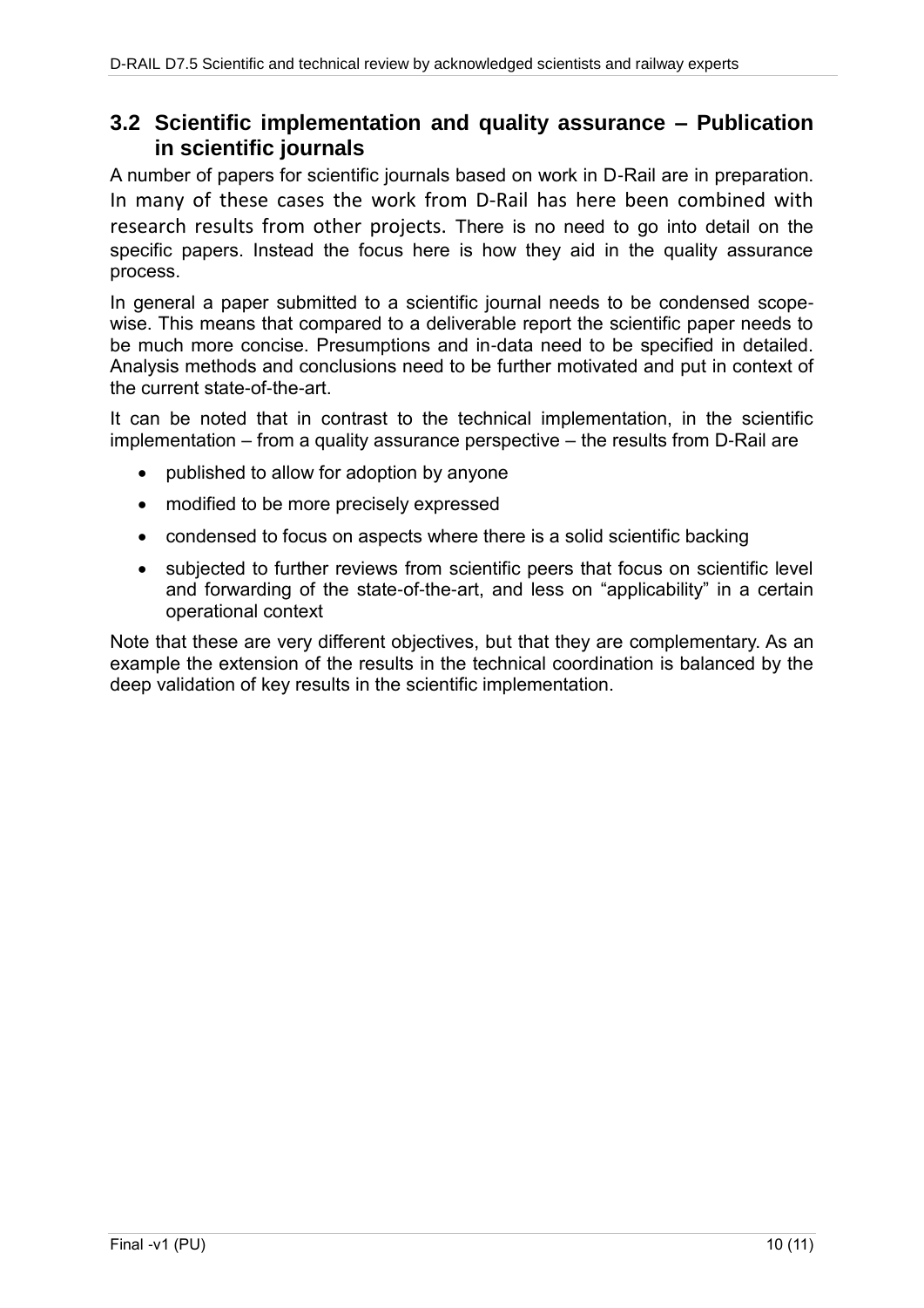## 3.2 Scientific implementation and quality assurance – Publication in scientific journals

A number of papers for scientific journals based on work in D-Rail are in preparation. In many of these cases the work from D-Rail has here been combined with research results from other projects. There is no need to go into detail on the specific papers. Instead the focus here is how they aid in the quality assurance process.

In general a paper submitted to a scientific journal needs to be condensed scope-wise. This means that compared to a deliverable report the scientific paper needs to be much more concise. Presumptions and in-data need to be specified in detailed. Analysis methods and conclusions need to be further motivated and put in context of the current state-of-the-art.

It can be noted that in contrast to the technical implementation, in the scientific implementation – from a quality assurance perspective – the results from D-Rail are

- published to allow for adoption by anyone
- modified to be more precisely expressed
- condensed to focus on aspects where there is a solid scientific backing
- subjected to further reviews from scientific peers that focus on scientific level and forwarding of the state-of-the-art, and less on "applicability" in a certain operational context

Note that these are very different objectives, but that they are complementary. As an example the extension of the results in the technical coordination is balanced by the deep validation of key results in the scientific implementation.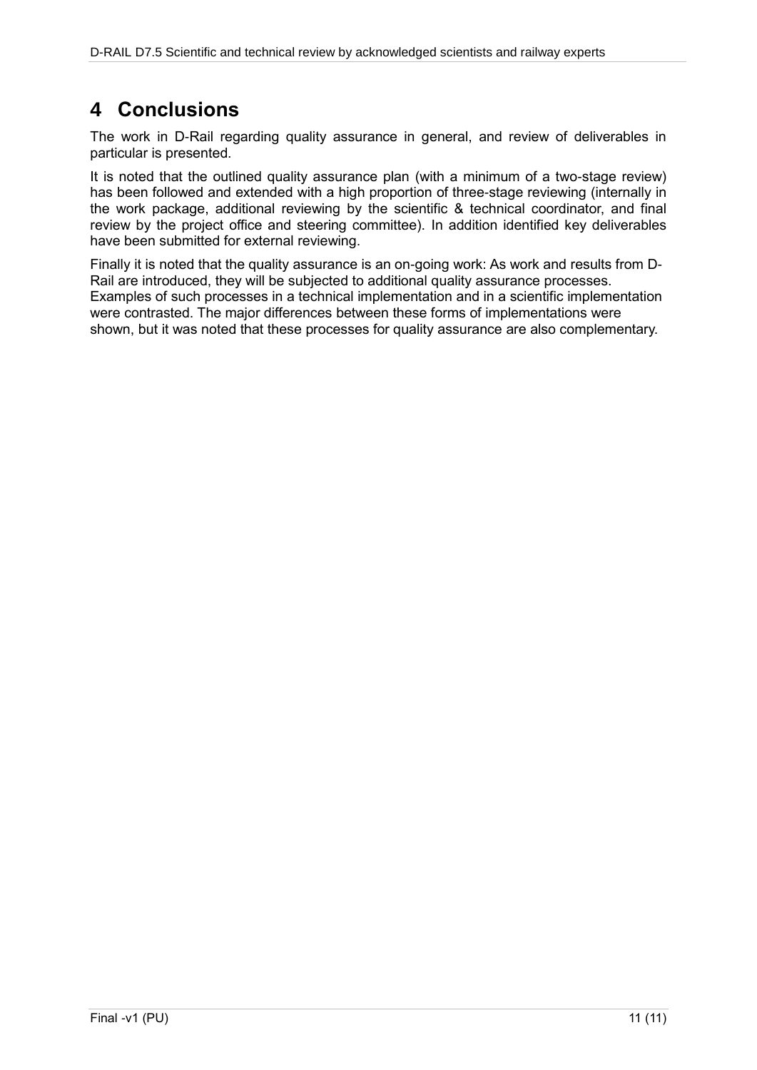# 4 Conclusions

The work in D-Rail regarding quality assurance in general, and review of deliverables in particular is presented.

It is noted that the outlined quality assurance plan (with a minimum of a two-stage review) has been followed and extended with a high proportion of three-stage reviewing (internally in the work package, additional reviewing by the scientific & technical coordinator, and final review by the project office and steering committee). In addition identified key deliverables have been submitted for external reviewing.

Finally it is noted that the quality assurance is an on-going work: As work and results from D-Rail are introduced, they will be subjected to additional quality assurance processes. Examples of such processes in a technical implementation and in a scientific implementation were contrasted. The major differences between these forms of implementations were shown, but it was noted that these processes for quality assurance are also complementary.